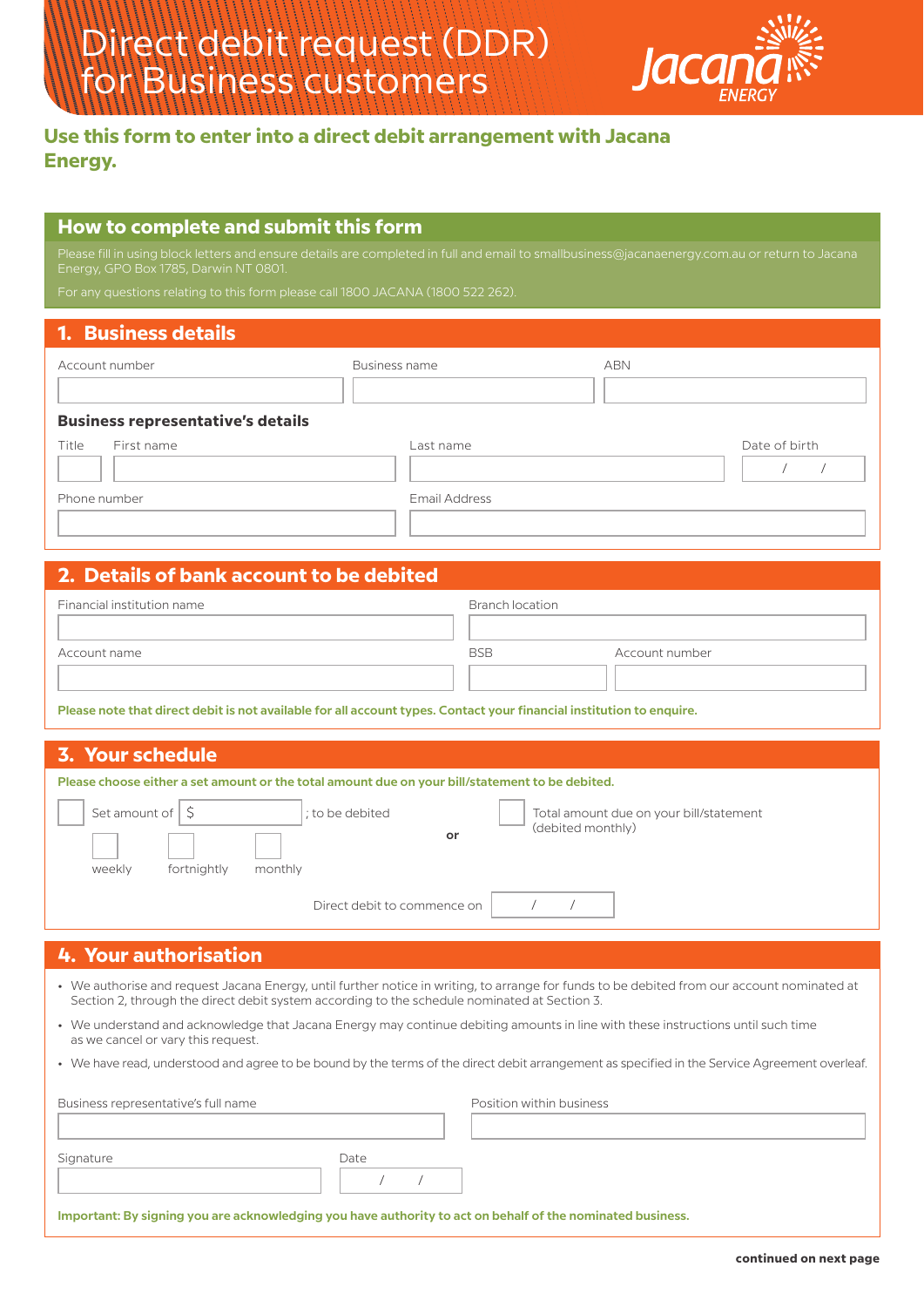# Direct debit request (DDR) for Business customers

Jacana ENERGY

**Use this form to enter into a direct debit arrangement with Jacana Energy.**

## How to complete and submit this form

Please fill in using block letters and ensure details are completed in full and email to smallbusiness@jacanaenergy.com.au or return to Jacana Energy, GPO Box 1785, Darwin NT 0801.

For any questions relating to this form please call 1800 JACANA (1800 522 262).

## 1. Business details

Account number

Business name

ABN

### Business representative's details

Title

First name

Last name

Date of birth / /

Phone number

Email Address

## 2. Details of bank account to be debited

Financial institution name

Branch location

Account name

BSB

Account number

**Please note that direct debit is not available for all account types. Contact your financial institution to enquire.**

## 3. Your schedule

**Please choose either a set amount or the total amount due on your bill/statement to be debited.**

☐ Set amount of $ ; to be debited

☐ weekly ☐ fortnightly ☐ monthly

or

☐ Total amount due on your bill/statement (debited monthly)

Direct debit to commence on / /

## 4. Your authorisation

- We authorise and request Jacana Energy, until further notice in writing, to arrange for funds to be debited from our account nominated at Section 2, through the direct debit system according to the schedule nominated at Section 3.
- We understand and acknowledge that Jacana Energy may continue debiting amounts in line with these instructions until such time as we cancel or vary this request.
- We have read, understood and agree to be bound by the terms of the direct debit arrangement as specified in the Service Agreement overleaf.

Business representative's full name

Position within business

Signature

Date / /

**Important: By signing you are acknowledging you have authority to act on behalf of the nominated business.**

**continued on next page**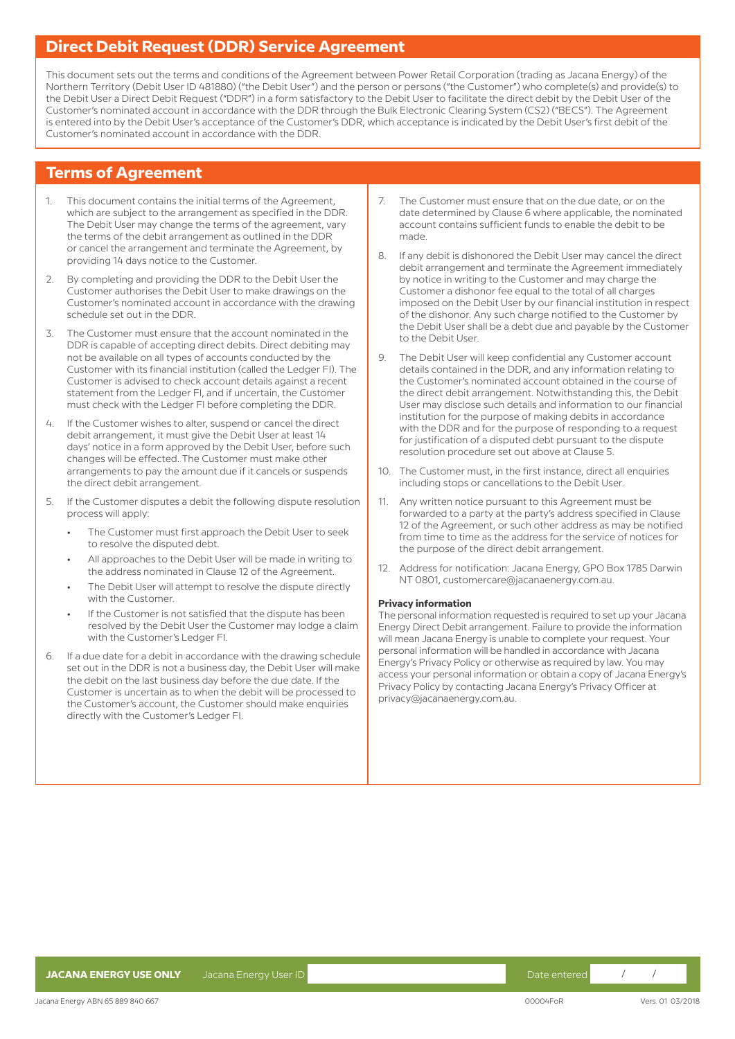## Direct Debit Request (DDR) Service Agreement

This document sets out the terms and conditions of the Agreement between Power Retail Corporation (trading as Jacana Energy) of the Northern Territory (Debit User ID 481880) ("the Debit User") and the person or persons ("the Customer") who complete(s) and provide(s) to the Debit User a Direct Debit Request ("DDR") in a form satisfactory to the Debit User to facilitate the direct debit by the Debit User of the Customer's nominated account in accordance with the DDR through the Bulk Electronic Clearing System (CS2) ("BECS"). The Agreement is entered into by the Debit User's acceptance of the Customer's DDR, which acceptance is indicated by the Debit User's first debit of the Customer's nominated account in accordance with the DDR.

## Terms of Agreement

1. This document contains the initial terms of the Agreement, which are subject to the arrangement as specified in the DDR. The Debit User may change the terms of the agreement, vary the terms of the debit arrangement as outlined in the DDR or cancel the arrangement and terminate the Agreement, by providing 14 days notice to the Customer.
2. By completing and providing the DDR to the Debit User the Customer authorises the Debit User to make drawings on the Customer's nominated account in accordance with the drawing schedule set out in the DDR.
3. The Customer must ensure that the account nominated in the DDR is capable of accepting direct debits. Direct debiting may not be available on all types of accounts conducted by the Customer with its financial institution (called the Ledger FI). The Customer is advised to check account details against a recent statement from the Ledger FI, and if uncertain, the Customer must check with the Ledger FI before completing the DDR.
4. If the Customer wishes to alter, suspend or cancel the direct debit arrangement, it must give the Debit User at least 14 days' notice in a form approved by the Debit User, before such changes will be effected. The Customer must make other arrangements to pay the amount due if it cancels or suspends the direct debit arrangement.
5. If the Customer disputes a debit the following dispute resolution process will apply:
   - The Customer must first approach the Debit User to seek to resolve the disputed debt.
   - All approaches to the Debit User will be made in writing to the address nominated in Clause 12 of the Agreement.
   - The Debit User will attempt to resolve the dispute directly with the Customer.
   - If the Customer is not satisfied that the dispute has been resolved by the Debit User the Customer may lodge a claim with the Customer's Ledger FI.
6. If a due date for a debit in accordance with the drawing schedule set out in the DDR is not a business day, the Debit User will make the debit on the last business day before the due date. If the Customer is uncertain as to when the debit will be processed to the Customer's account, the Customer should make enquiries directly with the Customer's Ledger FI.
7. The Customer must ensure that on the due date, or on the date determined by Clause 6 where applicable, the nominated account contains sufficient funds to enable the debit to be made.
8. If any debit is dishonored the Debit User may cancel the direct debit arrangement and terminate the Agreement immediately by notice in writing to the Customer and may charge the Customer a dishonor fee equal to the total of all charges imposed on the Debit User by our financial institution in respect of the dishonor. Any such charge notified to the Customer by the Debit User shall be a debt due and payable by the Customer to the Debit User.
9. The Debit User will keep confidential any Customer account details contained in the DDR, and any information relating to the Customer's nominated account obtained in the course of the direct debit arrangement. Notwithstanding this, the Debit User may disclose such details and information to our financial institution for the purpose of making debits in accordance with the DDR and for the purpose of responding to a request for justification of a disputed debt pursuant to the dispute resolution procedure set out above at Clause 5.
10. The Customer must, in the first instance, direct all enquiries including stops or cancellations to the Debit User.
11. Any written notice pursuant to this Agreement must be forwarded to a party at the party's address specified in Clause 12 of the Agreement, or such other address as may be notified from time to time as the address for the service of notices for the purpose of the direct debit arrangement.
12. Address for notification: Jacana Energy, GPO Box 1785 Darwin NT 0801, customercare@jacanaenergy.com.au.

**Privacy information**

The personal information requested is required to set up your Jacana Energy Direct Debit arrangement. Failure to provide the information will mean Jacana Energy is unable to complete your request. Your personal information will be handled in accordance with Jacana Energy's Privacy Policy or otherwise as required by law. You may access your personal information or obtain a copy of Jacana Energy's Privacy Policy by contacting Jacana Energy's Privacy Officer at privacy@jacanaenergy.com.au.

**JACANA ENERGY USE ONLY** Jacana Energy User ID ____________ Date entered ___ / ___ / ___

Jacana Energy ABN 65 889 840 667 00004FoR Vers. 01 03/2018